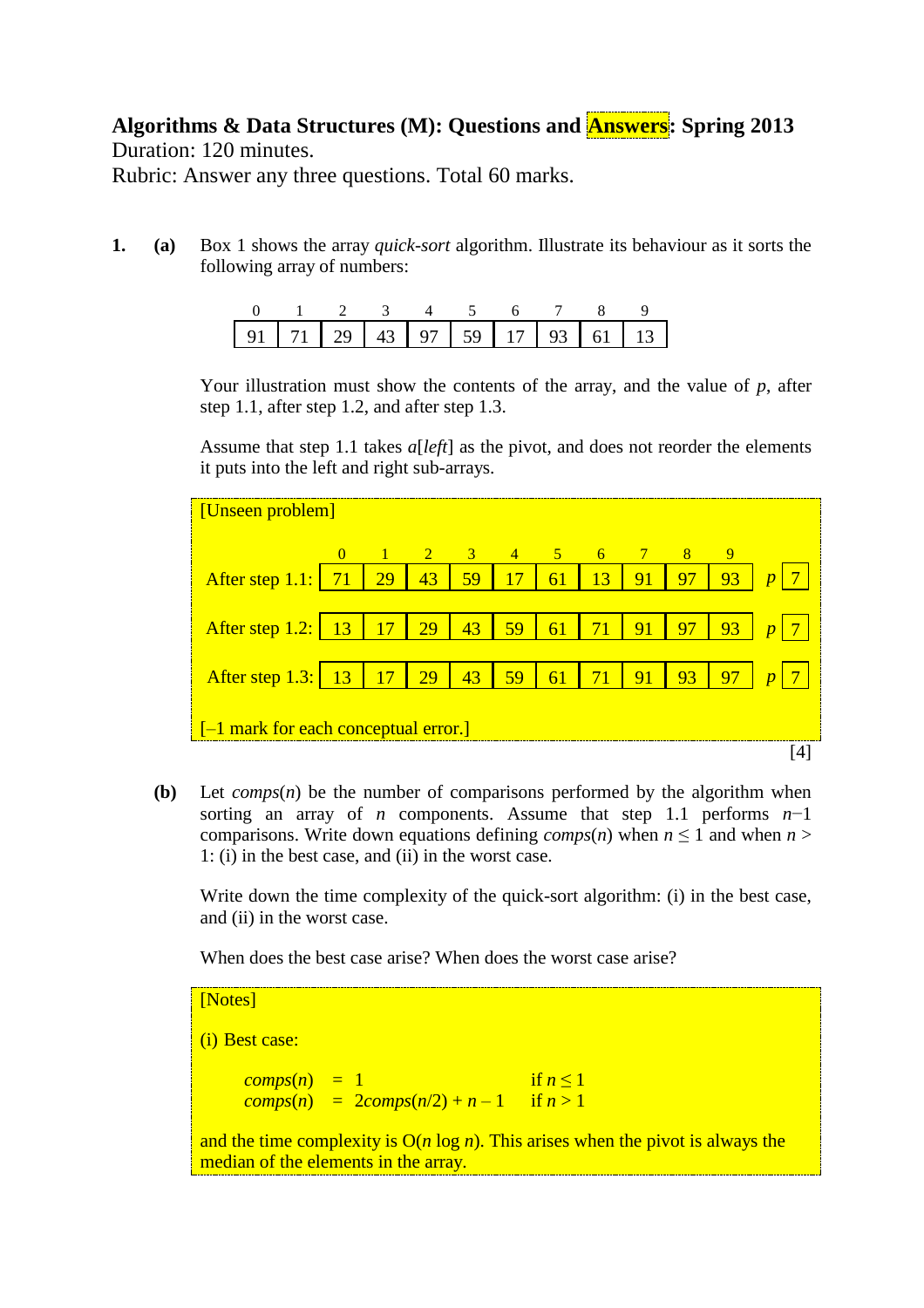# Algorithms & Data Structures (M): Questions and Answers: Spring 2013

Duration: 120 minutes.

Rubric: Answer any three questions. Total 60 marks.

**1.** **(a)** Box 1 shows the array *quick-sort* algorithm. Illustrate its behaviour as it sorts the following array of numbers:

| 0 | 1 | 2 | 3 | 4 | 5 | 6 | 7 | 8 | 9 |
|---|---|---|---|---|---|---|---|---|---|
| 91 | 71 | 29 | 43 | 97 | 59 | 17 | 93 | 61 | 13 |

Your illustration must show the contents of the array, and the value of $p$, after step 1.1, after step 1.2, and after step 1.3.

Assume that step 1.1 takes $a[left]$ as the pivot, and does not reorder the elements it puts into the left and right sub-arrays.

[Unseen problem]

| | 0 | 1 | 2 | 3 | 4 | 5 | 6 | 7 | 8 | 9 | $p$ |
|---|---|---|---|---|---|---|---|---|---|---|---|
| After step 1.1: | 71 | 29 | 43 | 59 | 17 | 61 | 13 | 91 | 97 | 93 | 7 |
| After step 1.2: | 13 | 17 | 29 | 43 | 59 | 61 | 71 | 91 | 97 | 93 | 7 |
| After step 1.3: | 13 | 17 | 29 | 43 | 59 | 61 | 71 | 91 | 93 | 97 | 7 |

[–1 mark for each conceptual error.]

[4]

**(b)** Let $comps(n)$ be the number of comparisons performed by the algorithm when sorting an array of $n$ components. Assume that step 1.1 performs $n-1$ comparisons. Write down equations defining $comps(n)$ when $n \leq 1$ and when $n > 1$: (i) in the best case, and (ii) in the worst case.

Write down the time complexity of the quick-sort algorithm: (i) in the best case, and (ii) in the worst case.

When does the best case arise? When does the worst case arise?

[Notes]

(i) Best case:

$$comps(n) = 1 \qquad \text{if } n \leq 1$$
$$comps(n) = 2comps(n/2) + n - 1 \qquad \text{if } n > 1$$

and the time complexity is $O(n \log n)$. This arises when the pivot is always the median of the elements in the array.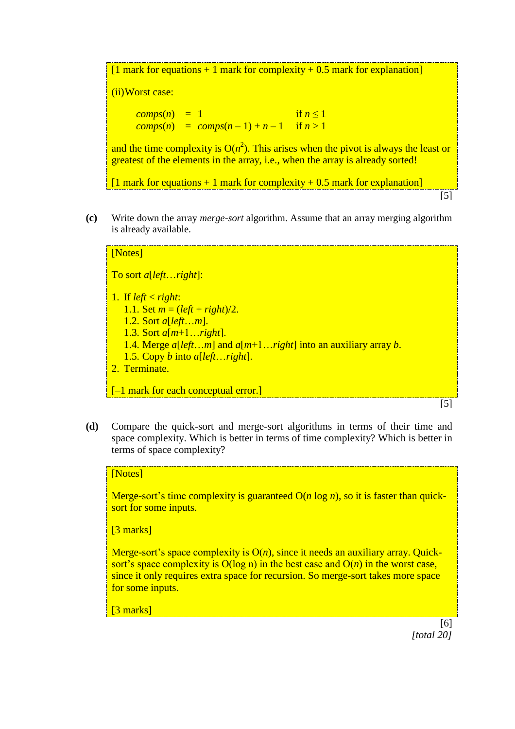[1 mark for equations + 1 mark for complexity + 0.5 mark for explanation]

(ii) Worst case:

$$
\begin{aligned}
comps(n) &= 1 && \text{if } n \leq 1 \\
comps(n) &= comps(n-1) + n - 1 && \text{if } n > 1
\end{aligned}
$$

and the time complexity is $O(n^2)$. This arises when the pivot is always the least or greatest of the elements in the array, i.e., when the array is already sorted!

[1 mark for equations + 1 mark for complexity + 0.5 mark for explanation]

[5]

**(c)** Write down the array *merge-sort* algorithm. Assume that an array merging algorithm is already available.

[Notes]

To sort $a[left \ldots right]$:

1. If $left < right$:
   1.1. Set $m = (left + right)/2$.
   1.2. Sort $a[left \ldots m]$.
   1.3. Sort $a[m+1 \ldots right]$.
   1.4. Merge $a[left \ldots m]$ and $a[m+1 \ldots right]$ into an auxiliary array $b$.
   1.5. Copy $b$ into $a[left \ldots right]$.
2. Terminate.

[–1 mark for each conceptual error.]

[5]

**(d)** Compare the quick-sort and merge-sort algorithms in terms of their time and space complexity. Which is better in terms of time complexity? Which is better in terms of space complexity?

[Notes]

Merge-sort's time complexity is guaranteed $O(n \log n)$, so it is faster than quick-sort for some inputs.

[3 marks]

Merge-sort's space complexity is $O(n)$, since it needs an auxiliary array. Quick-sort's space complexity is $O(\log n)$ in the best case and $O(n)$ in the worst case, since it only requires extra space for recursion. So merge-sort takes more space for some inputs.

[3 marks]

[6]

*[total 20]*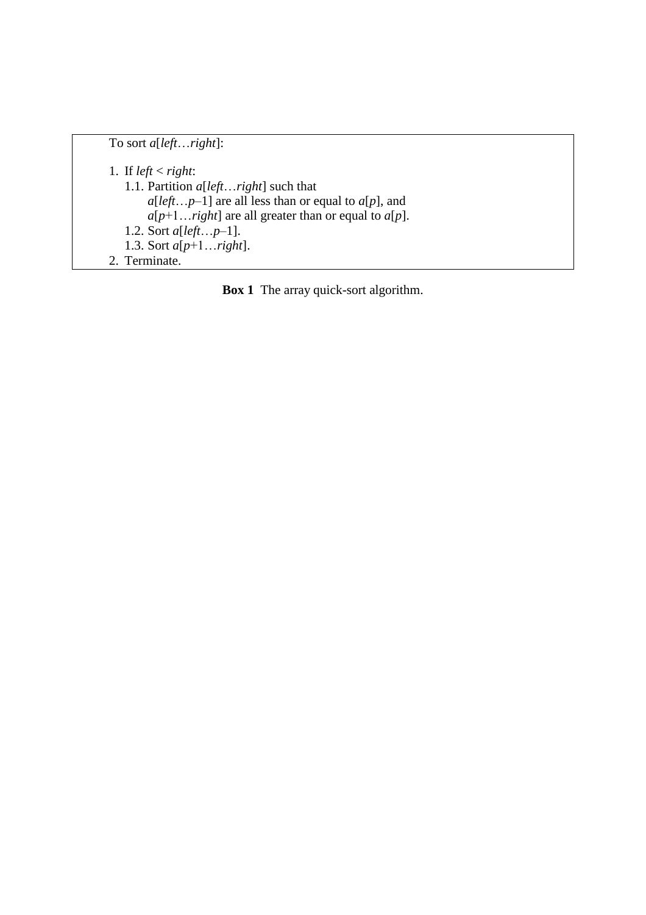To sort *a*[*left*…*right*]:

1. If *left* < *right*:
   1.1. Partition *a*[*left*…*right*] such that
        *a*[*left*…*p*–1] are all less than or equal to *a*[*p*], and
        *a*[*p*+1…*right*] are all greater than or equal to *a*[*p*].
   1.2. Sort *a*[*left*…*p*–1].
   1.3. Sort *a*[*p*+1…*right*].
2. Terminate.

**Box 1** The array quick-sort algorithm.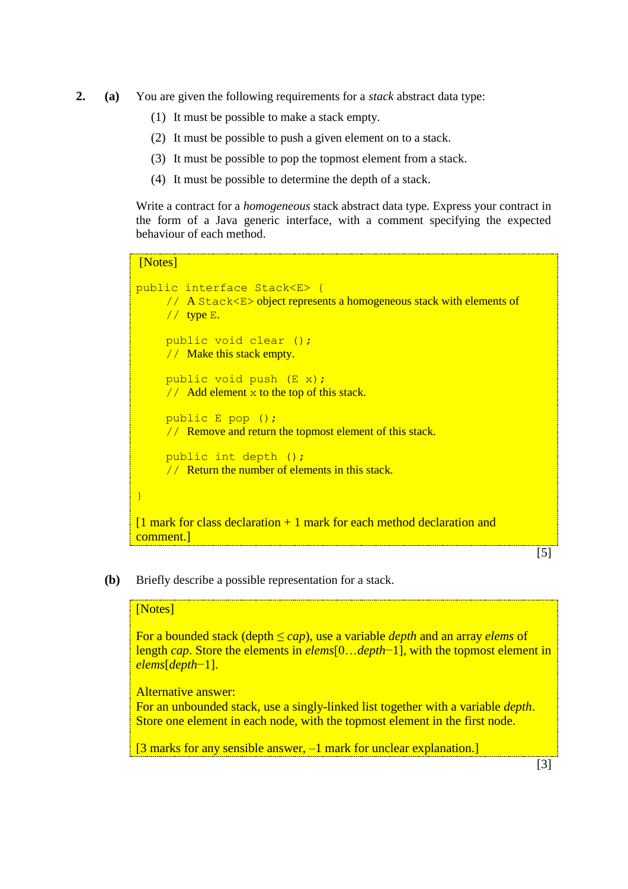**2. (a)** You are given the following requirements for a *stack* abstract data type:

(1) It must be possible to make a stack empty.

(2) It must be possible to push a given element on to a stack.

(3) It must be possible to pop the topmost element from a stack.

(4) It must be possible to determine the depth of a stack.

Write a contract for a *homogeneous* stack abstract data type. Express your contract in the form of a Java generic interface, with a comment specifying the expected behaviour of each method.

[Notes]

```
public interface Stack<E> {
     // A Stack<E> object represents a homogeneous stack with elements of
     // type E.

     public void clear ();
     // Make this stack empty.

     public void push (E x);
     // Add element x to the top of this stack.

     public E pop ();
     // Remove and return the topmost element of this stack.

     public int depth ();
     // Return the number of elements in this stack.

}
```

[1 mark for class declaration + 1 mark for each method declaration and comment.]

[5]

**(b)** Briefly describe a possible representation for a stack.

[Notes]

For a bounded stack (depth $\leq$ *cap*), use a variable *depth* and an array *elems* of length *cap*. Store the elements in *elems*[0…*depth*−1], with the topmost element in *elems*[*depth*−1].

Alternative answer:
For an unbounded stack, use a singly-linked list together with a variable *depth*. Store one element in each node, with the topmost element in the first node.

[3 marks for any sensible answer, –1 mark for unclear explanation.]

[3]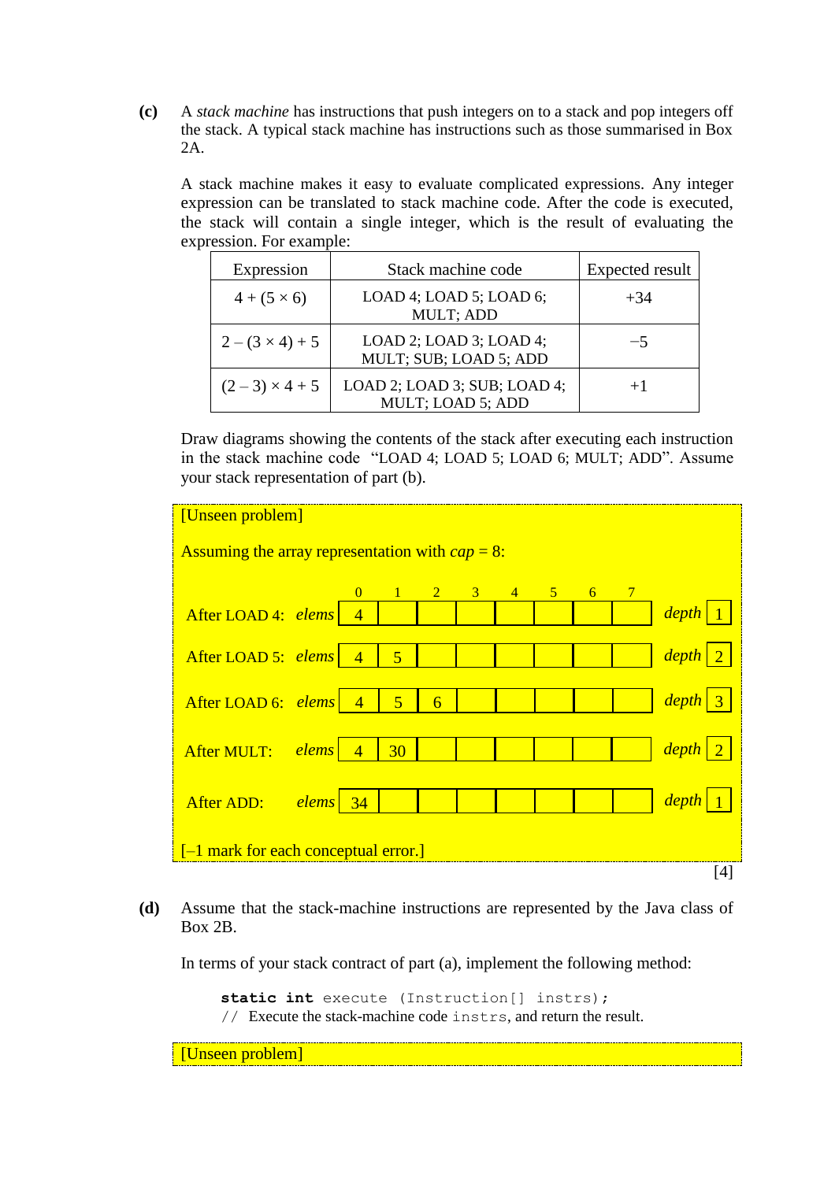**(c)** A *stack machine* has instructions that push integers on to a stack and pop integers off the stack. A typical stack machine has instructions such as those summarised in Box 2A.

A stack machine makes it easy to evaluate complicated expressions. Any integer expression can be translated to stack machine code. After the code is executed, the stack will contain a single integer, which is the result of evaluating the expression. For example:

| Expression | Stack machine code | Expected result |
|---|---|---|
| $4 + (5 \times 6)$ | LOAD 4; LOAD 5; LOAD 6; MULT; ADD | +34 |
| $2 - (3 \times 4) + 5$ | LOAD 2; LOAD 3; LOAD 4; MULT; SUB; LOAD 5; ADD | −5 |
| $(2 - 3) \times 4 + 5$ | LOAD 2; LOAD 3; SUB; LOAD 4; MULT; LOAD 5; ADD | +1 |

Draw diagrams showing the contents of the stack after executing each instruction in the stack machine code "LOAD 4; LOAD 5; LOAD 6; MULT; ADD". Assume your stack representation of part (b).

[Unseen problem]

Assuming the array representation with *cap* = 8:

| | | 0 | 1 | 2 | 3 | 4 | 5 | 6 | 7 | | |
|---|---|---|---|---|---|---|---|---|---|---|---|
| After LOAD 4: | *elems* | 4 | | | | | | | | *depth* | 1 |
| After LOAD 5: | *elems* | 4 | 5 | | | | | | | *depth* | 2 |
| After LOAD 6: | *elems* | 4 | 5 | 6 | | | | | | *depth* | 3 |
| After MULT: | *elems* | 4 | 30 | | | | | | | *depth* | 2 |
| After ADD: | *elems* | 34 | | | | | | | | *depth* | 1 |

[–1 mark for each conceptual error.]

[4]

**(d)** Assume that the stack-machine instructions are represented by the Java class of Box 2B.

In terms of your stack contract of part (a), implement the following method:

```
static int execute (Instruction[] instrs);
// Execute the stack-machine code instrs, and return the result.
```

[Unseen problem]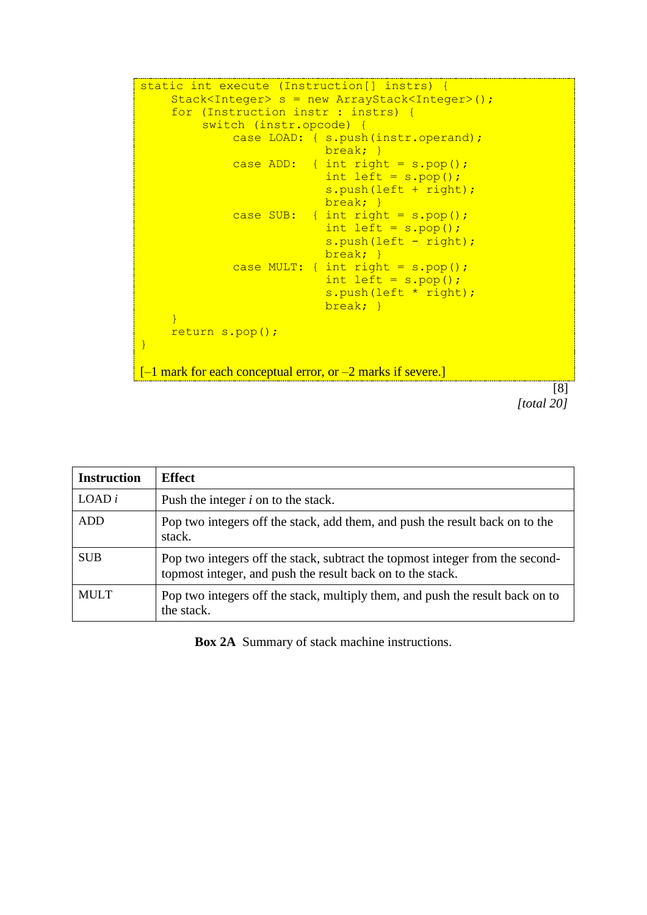```
static int execute (Instruction[] instrs) {
    Stack<Integer> s = new ArrayStack<Integer>();
    for (Instruction instr : instrs) {
        switch (instr.opcode) {
            case LOAD: { s.push(instr.operand);
                         break; }
            case ADD:  { int right = s.pop();
                         int left = s.pop();
                         s.push(left + right);
                         break; }
            case SUB:  { int right = s.pop();
                         int left = s.pop();
                         s.push(left - right);
                         break; }
            case MULT: { int right = s.pop();
                         int left = s.pop();
                         s.push(left * right);
                         break; }
        }
    return s.pop();
}
```

[–1 mark for each conceptual error, or –2 marks if severe.]

[8]

*[total 20]*

| **Instruction** | **Effect** |
|---|---|
| LOAD *i* | Push the integer *i* on to the stack. |
| ADD | Pop two integers off the stack, add them, and push the result back on to the stack. |
| SUB | Pop two integers off the stack, subtract the topmost integer from the second-topmost integer, and push the result back on to the stack. |
| MULT | Pop two integers off the stack, multiply them, and push the result back on to the stack. |

**Box 2A** Summary of stack machine instructions.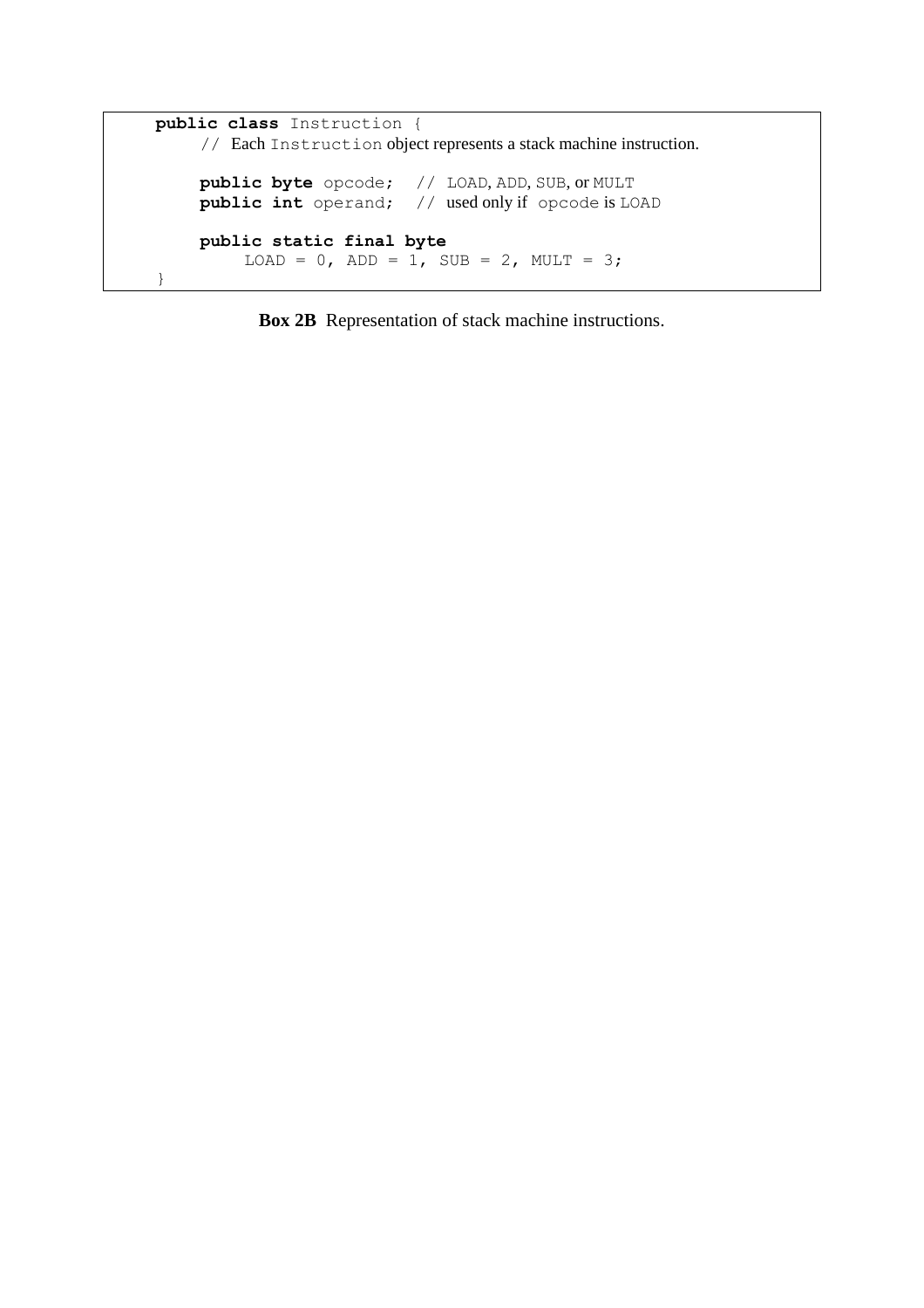```java
public class Instruction {
    // Each Instruction object represents a stack machine instruction.

    public byte opcode;   // LOAD, ADD, SUB, or MULT
    public int operand;   // used only if opcode is LOAD

    public static final byte
        LOAD = 0, ADD = 1, SUB = 2, MULT = 3;
}
```

**Box 2B** Representation of stack machine instructions.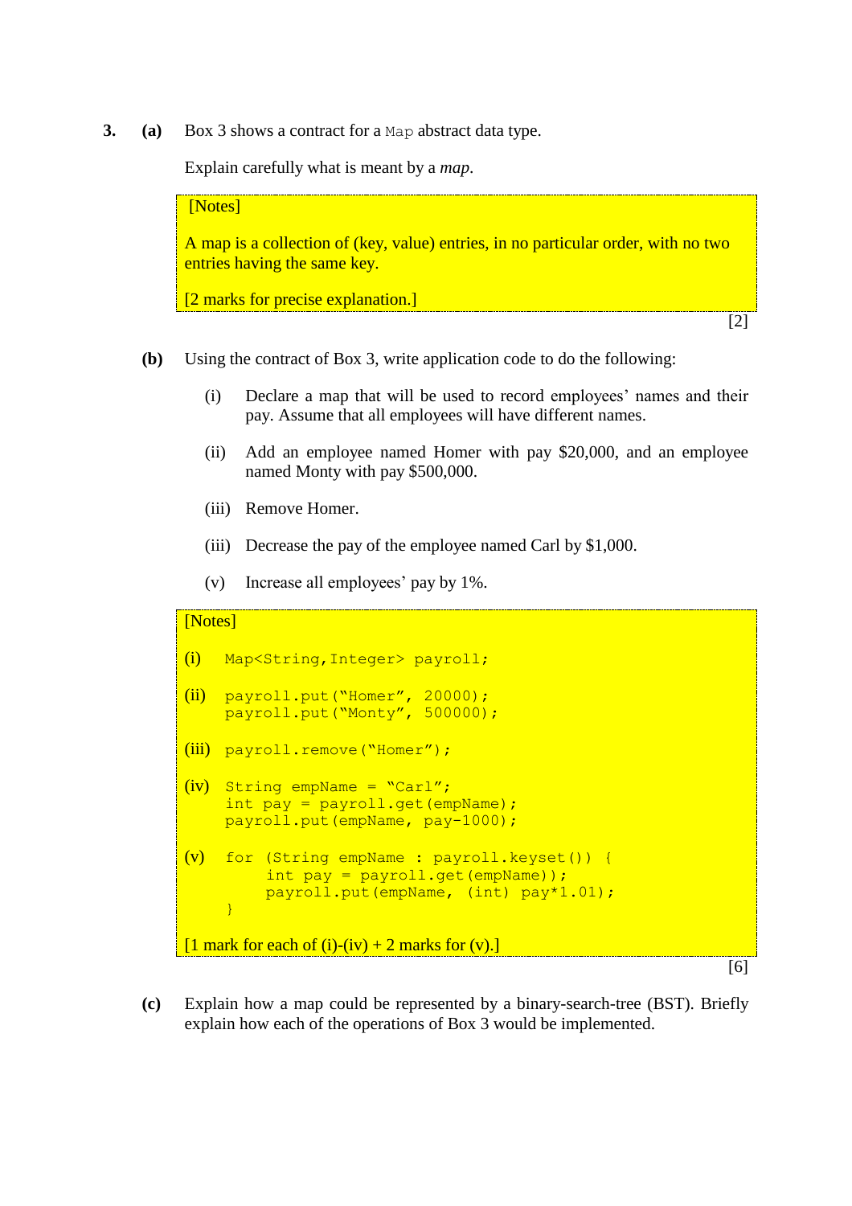**3. (a)** Box 3 shows a contract for a `Map` abstract data type.

Explain carefully what is meant by a *map*.

> [Notes]
>
> A map is a collection of (key, value) entries, in no particular order, with no two entries having the same key.
>
> [2 marks for precise explanation.]

[2]

**(b)** Using the contract of Box 3, write application code to do the following:

(i) Declare a map that will be used to record employees' names and their pay. Assume that all employees will have different names.

(ii) Add an employee named Homer with pay $20,000, and an employee named Monty with pay $500,000.

(iii) Remove Homer.

(iii) Decrease the pay of the employee named Carl by $1,000.

(v) Increase all employees' pay by 1%.

> [Notes]
>
> (i)
> ```
> Map<String,Integer> payroll;
> ```
>
> (ii)
> ```
> payroll.put("Homer", 20000);
> payroll.put("Monty", 500000);
> ```
>
> (iii)
> ```
> payroll.remove("Homer");
> ```
>
> (iv)
> ```
> String empName = "Carl";
> int pay = payroll.get(empName);
> payroll.put(empName, pay-1000);
> ```
>
> (v)
> ```
> for (String empName : payroll.keyset()) {
>     int pay = payroll.get(empName));
>     payroll.put(empName, (int) pay*1.01);
> }
> ```
>
> [1 mark for each of (i)-(iv) + 2 marks for (v).]

[6]

**(c)** Explain how a map could be represented by a binary-search-tree (BST). Briefly explain how each of the operations of Box 3 would be implemented.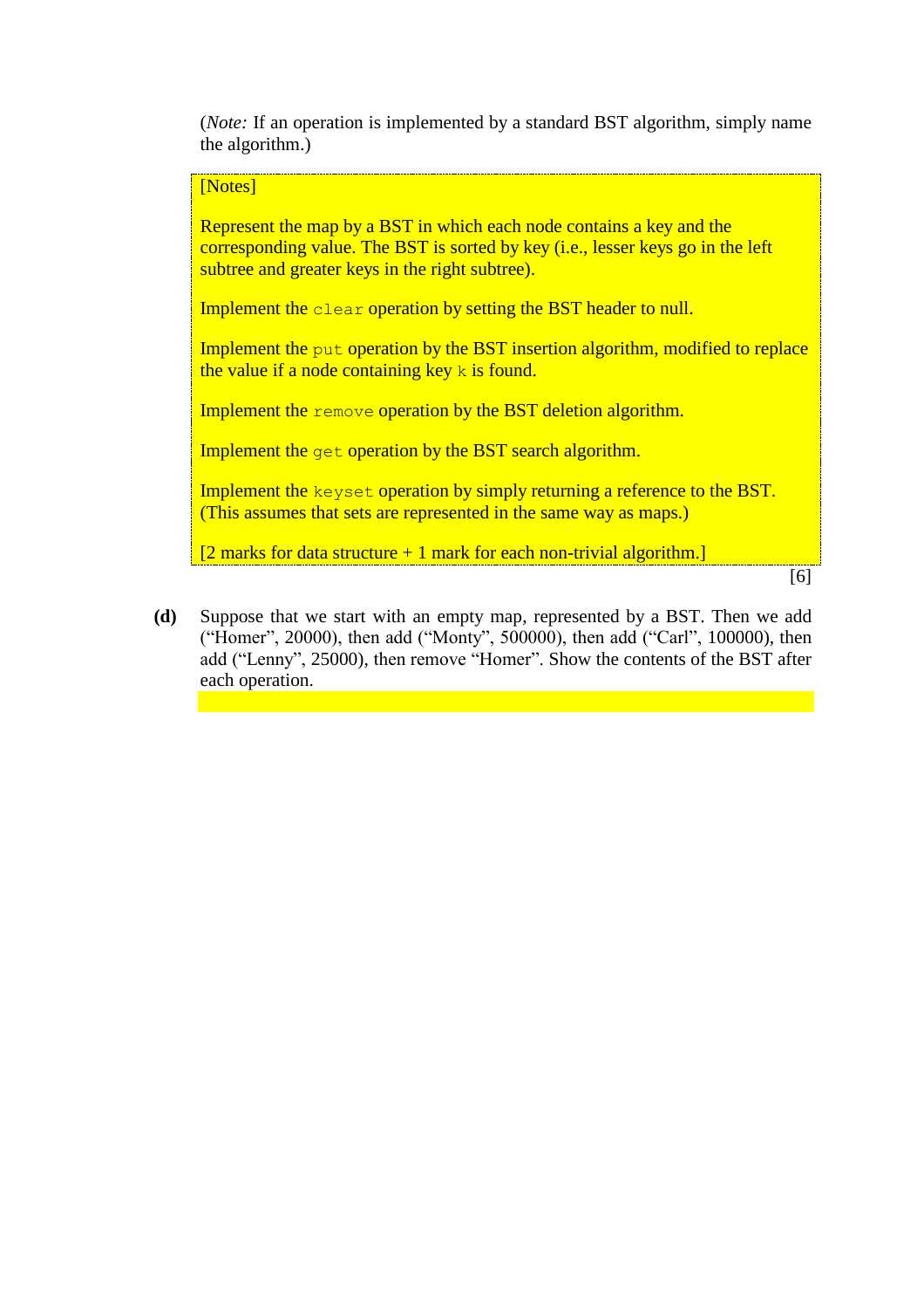(*Note:* If an operation is implemented by a standard BST algorithm, simply name the algorithm.)

[Notes]

Represent the map by a BST in which each node contains a key and the corresponding value. The BST is sorted by key (i.e., lesser keys go in the left subtree and greater keys in the right subtree).

Implement the `clear` operation by setting the BST header to null.

Implement the `put` operation by the BST insertion algorithm, modified to replace the value if a node containing key `k` is found.

Implement the `remove` operation by the BST deletion algorithm.

Implement the `get` operation by the BST search algorithm.

Implement the `keyset` operation by simply returning a reference to the BST. (This assumes that sets are represented in the same way as maps.)

[2 marks for data structure + 1 mark for each non-trivial algorithm.]

[6]

**(d)** Suppose that we start with an empty map, represented by a BST. Then we add ("Homer", 20000), then add ("Monty", 500000), then add ("Carl", 100000), then add ("Lenny", 25000), then remove "Homer". Show the contents of the BST after each operation.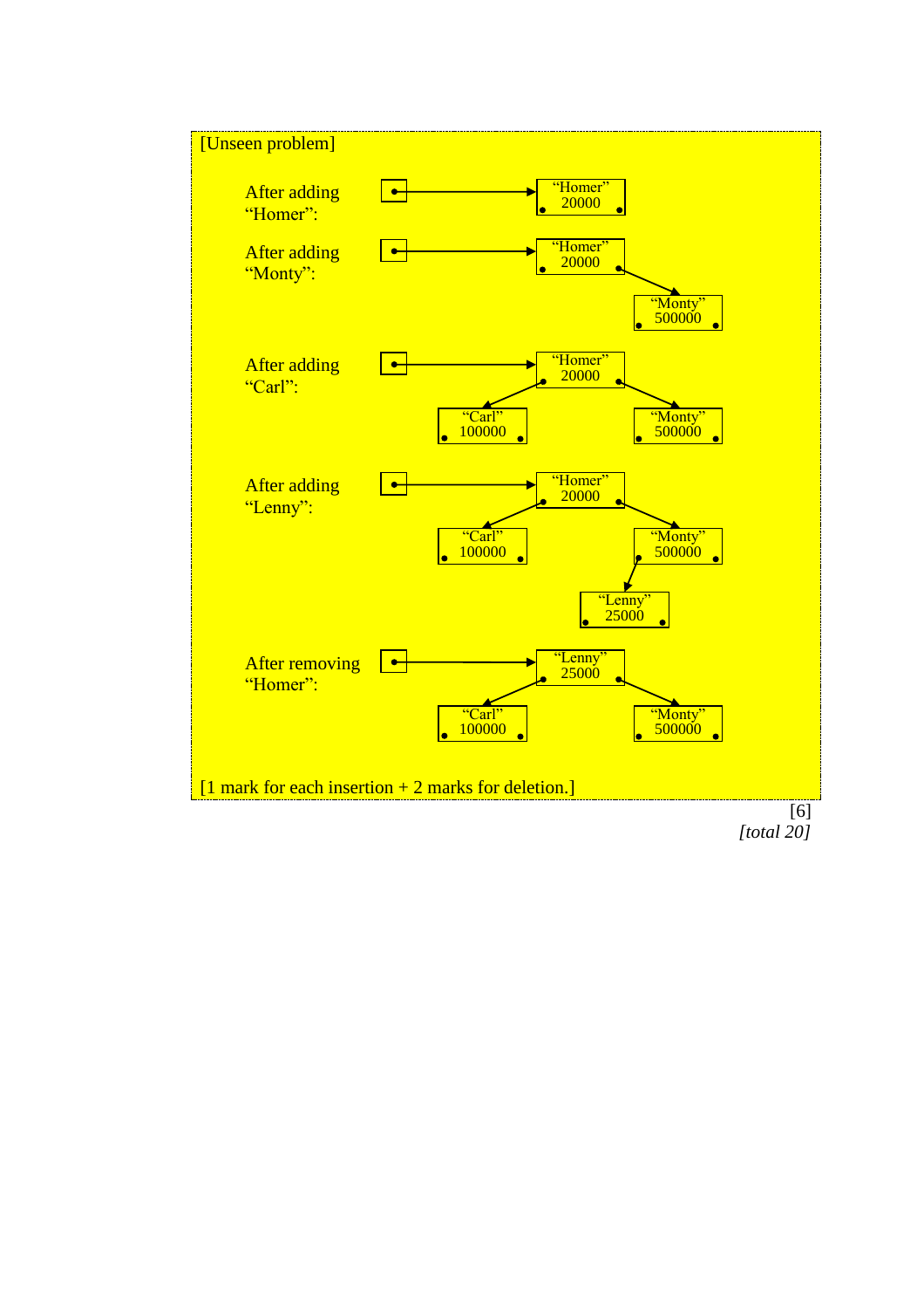[Unseen problem]

After adding "Homer":

```
[•]──────────►["Homer" 20000]
```

After adding "Monty":

```
[•]──────────►["Homer" 20000]
                           \
                            ►["Monty" 500000]
```

After adding "Carl":

```
[•]──────────►["Homer" 20000]
              /            \
   ["Carl" 100000]◄         ►["Monty" 500000]
```

After adding "Lenny":

```
[•]──────────►["Homer" 20000]
              /            \
   ["Carl" 100000]◄         ►["Monty" 500000]
                             /
                  ["Lenny" 25000]◄
```

After removing "Homer":

```
[•]──────────►["Lenny" 25000]
              /            \
   ["Carl" 100000]◄         ►["Monty" 500000]
```

[1 mark for each insertion + 2 marks for deletion.]

[6]

*[total 20]*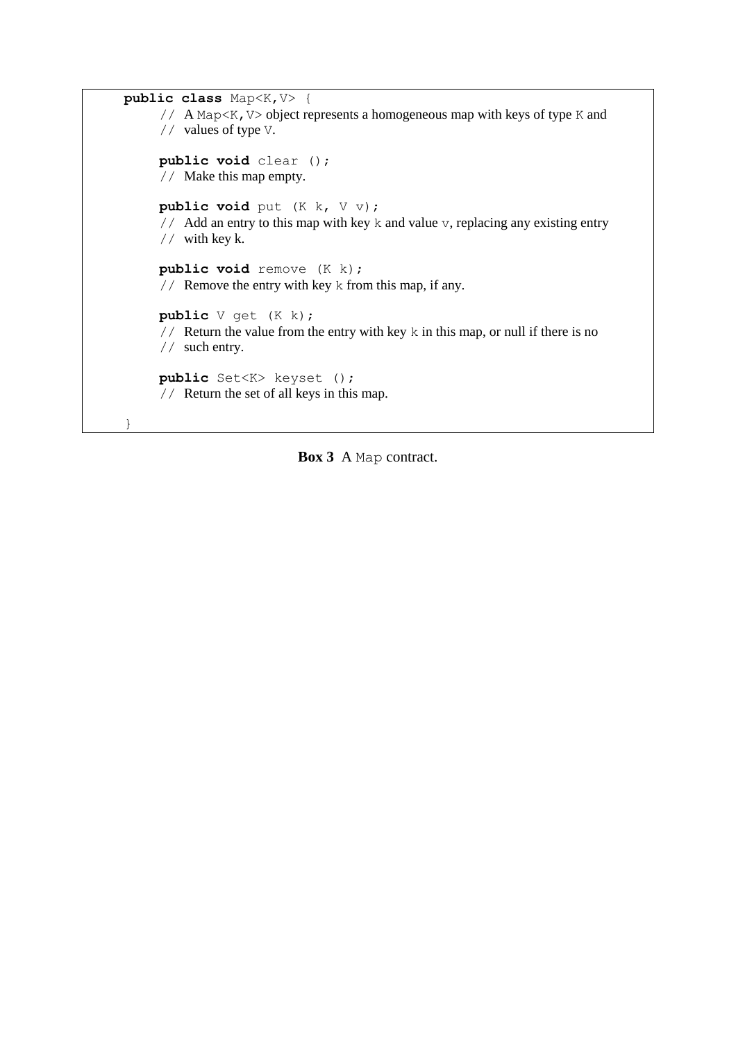```
public class Map<K,V> {
    // A Map<K,V> object represents a homogeneous map with keys of type K and
    // values of type V.

    public void clear ();
    // Make this map empty.

    public void put (K k, V v);
    // Add an entry to this map with key k and value v, replacing any existing entry
    // with key k.

    public void remove (K k);
    // Remove the entry with key k from this map, if any.

    public V get (K k);
    // Return the value from the entry with key k in this map, or null if there is no
    // such entry.

    public Set<K> keyset ();
    // Return the set of all keys in this map.

}
```

**Box 3** A `Map` contract.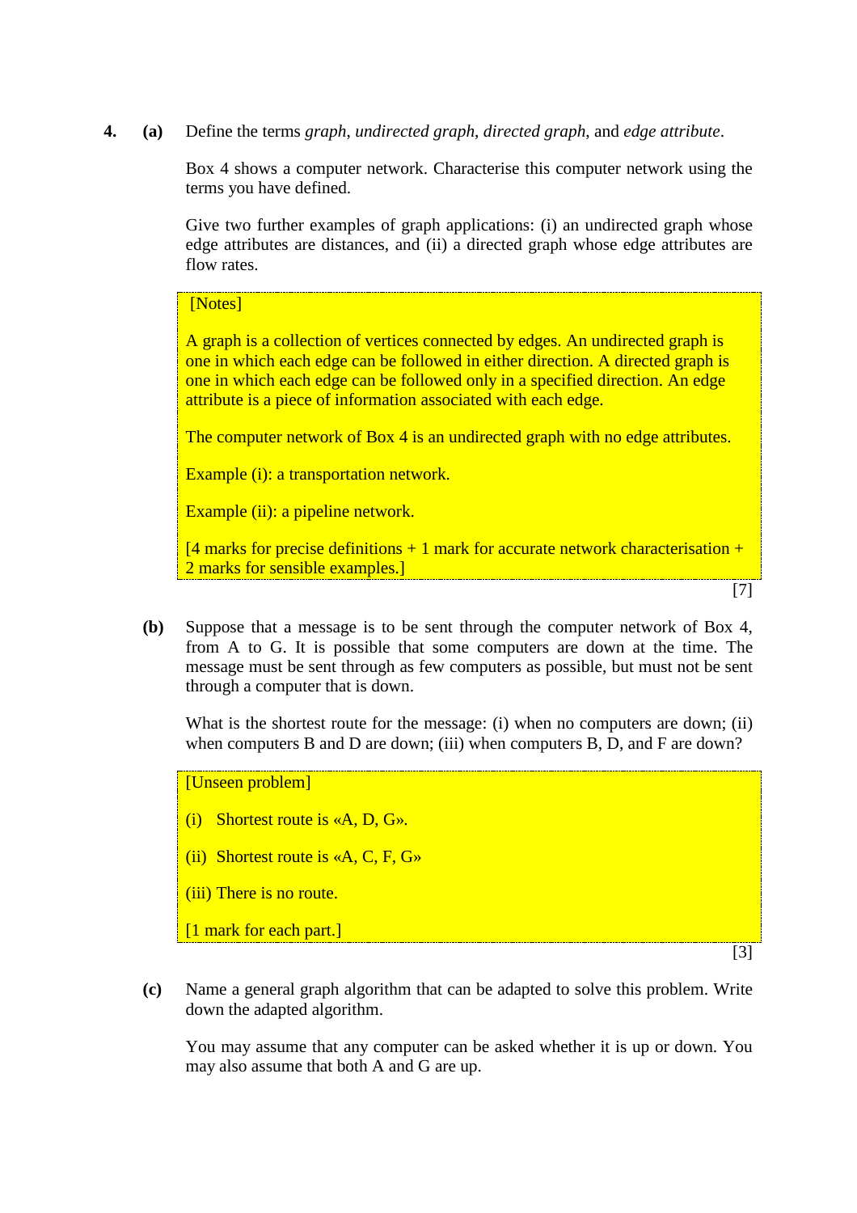**4. (a)** Define the terms *graph*, *undirected graph*, *directed graph*, and *edge attribute*.

Box 4 shows a computer network. Characterise this computer network using the terms you have defined.

Give two further examples of graph applications: (i) an undirected graph whose edge attributes are distances, and (ii) a directed graph whose edge attributes are flow rates.

> [Notes]
>
> A graph is a collection of vertices connected by edges. An undirected graph is one in which each edge can be followed in either direction. A directed graph is one in which each edge can be followed only in a specified direction. An edge attribute is a piece of information associated with each edge.
>
> The computer network of Box 4 is an undirected graph with no edge attributes.
>
> Example (i): a transportation network.
>
> Example (ii): a pipeline network.
>
> [4 marks for precise definitions + 1 mark for accurate network characterisation + 2 marks for sensible examples.]

[7]

**(b)** Suppose that a message is to be sent through the computer network of Box 4, from A to G. It is possible that some computers are down at the time. The message must be sent through as few computers as possible, but must not be sent through a computer that is down.

What is the shortest route for the message: (i) when no computers are down; (ii) when computers B and D are down; (iii) when computers B, D, and F are down?

> [Unseen problem]
>
> (i) Shortest route is «A, D, G».
>
> (ii) Shortest route is «A, C, F, G»
>
> (iii) There is no route.
>
> [1 mark for each part.]

[3]

**(c)** Name a general graph algorithm that can be adapted to solve this problem. Write down the adapted algorithm.

You may assume that any computer can be asked whether it is up or down. You may also assume that both A and G are up.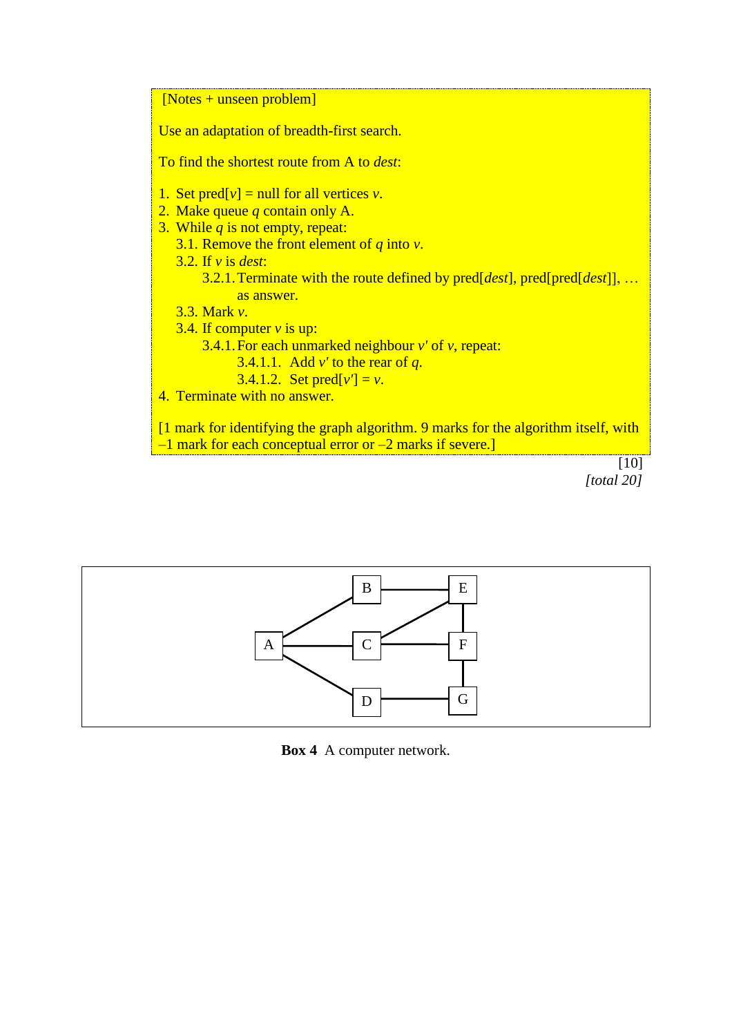[Notes + unseen problem]

Use an adaptation of breadth-first search.

To find the shortest route from A to *dest*:

1. Set pred[$v$] = null for all vertices $v$.
2. Make queue $q$ contain only A.
3. While $q$ is not empty, repeat:
   - 3.1. Remove the front element of $q$ into $v$.
   - 3.2. If $v$ is *dest*:
     - 3.2.1. Terminate with the route defined by pred[*dest*], pred[pred[*dest*]], … as answer.
   - 3.3. Mark $v$.
   - 3.4. If computer $v$ is up:
     - 3.4.1. For each unmarked neighbour $v'$ of $v$, repeat:
       - 3.4.1.1. Add $v'$ to the rear of $q$.
       - 3.4.1.2. Set pred[$v'$] = $v$.
4. Terminate with no answer.

[1 mark for identifying the graph algorithm. 9 marks for the algorithm itself, with –1 mark for each conceptual error or –2 marks if severe.]

[10]

*[total 20]*

A B C D E F G

**Box 4** A computer network.